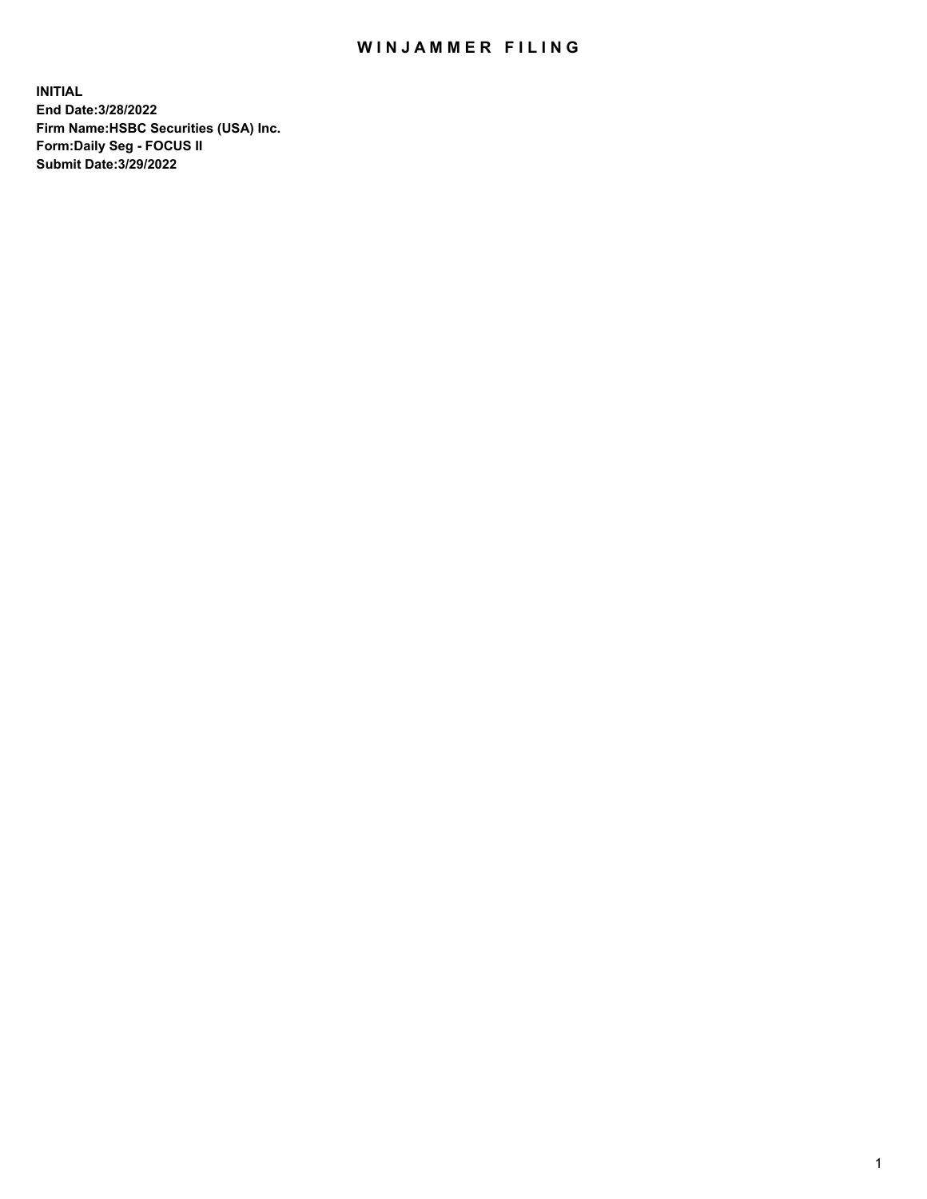# WINJAMMER FILING

**INITIAL**
**End Date:3/28/2022**
**Firm Name:HSBC Securities (USA) Inc.**
**Form:Daily Seg - FOCUS II**
**Submit Date:3/29/2022**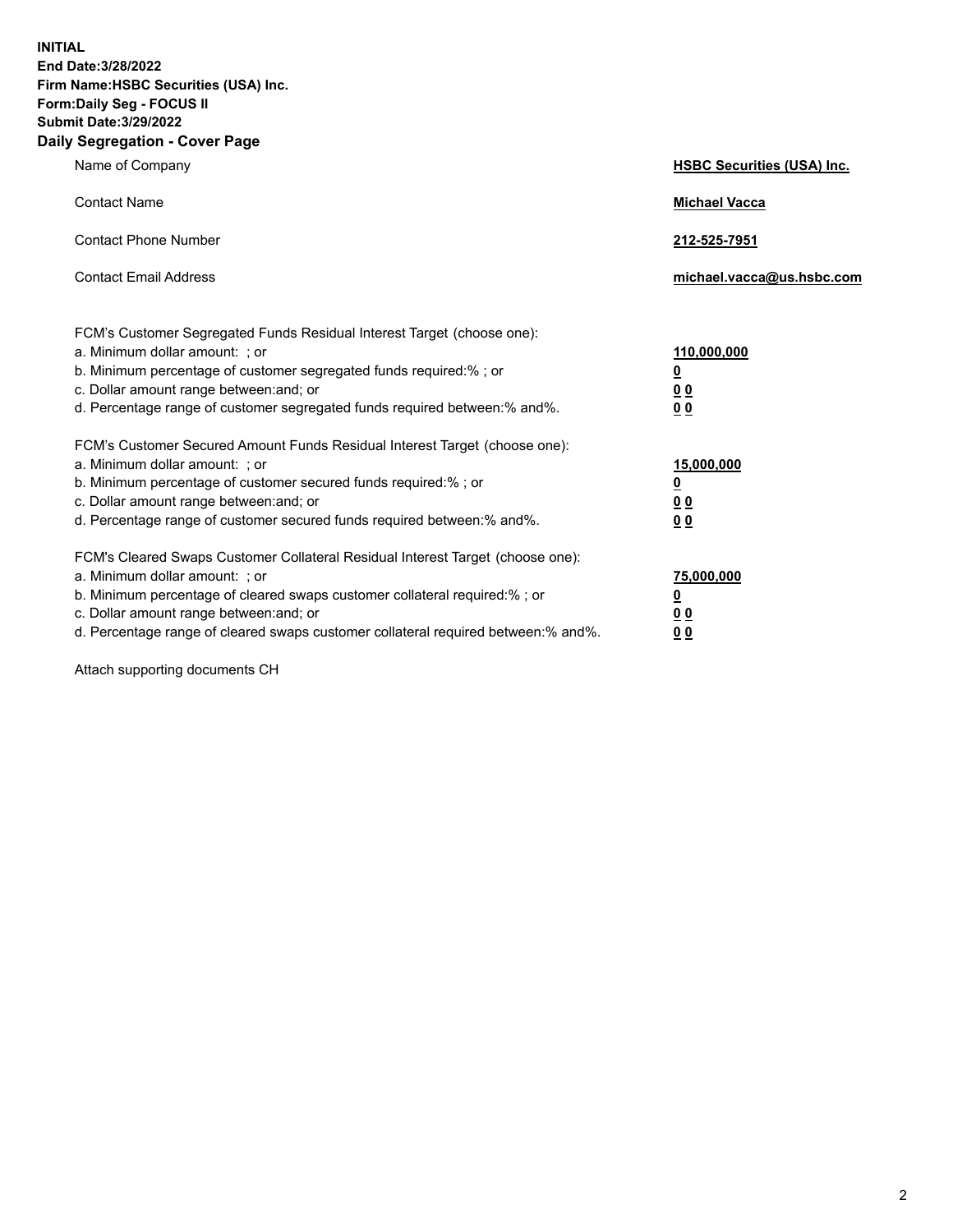**INITIAL**
**End Date:3/28/2022**
**Firm Name:HSBC Securities (USA) Inc.**
**Form:Daily Seg - FOCUS II**
**Submit Date:3/29/2022**

## Daily Segregation - Cover Page

| | |
|---|---|
| Name of Company | **HSBC Securities (USA) Inc.** |
| Contact Name | **Michael Vacca** |
| Contact Phone Number | **212-525-7951** |
| Contact Email Address | **michael.vacca@us.hsbc.com** |

FCM's Customer Segregated Funds Residual Interest Target (choose one):

| | |
|---|---|
| a. Minimum dollar amount: ; or | **110,000,000** |
| b. Minimum percentage of customer segregated funds required:% ; or | **0** |
| c. Dollar amount range between:and; or | **0 0** |
| d. Percentage range of customer segregated funds required between:% and%. | **0 0** |

FCM's Customer Secured Amount Funds Residual Interest Target (choose one):

| | |
|---|---|
| a. Minimum dollar amount: ; or | **15,000,000** |
| b. Minimum percentage of customer secured funds required:% ; or | **0** |
| c. Dollar amount range between:and; or | **0 0** |
| d. Percentage range of customer secured funds required between:% and%. | **0 0** |

FCM's Cleared Swaps Customer Collateral Residual Interest Target (choose one):

| | |
|---|---|
| a. Minimum dollar amount: ; or | **75,000,000** |
| b. Minimum percentage of cleared swaps customer collateral required:% ; or | **0** |
| c. Dollar amount range between:and; or | **0 0** |
| d. Percentage range of cleared swaps customer collateral required between:% and%. | **0 0** |

Attach supporting documents CH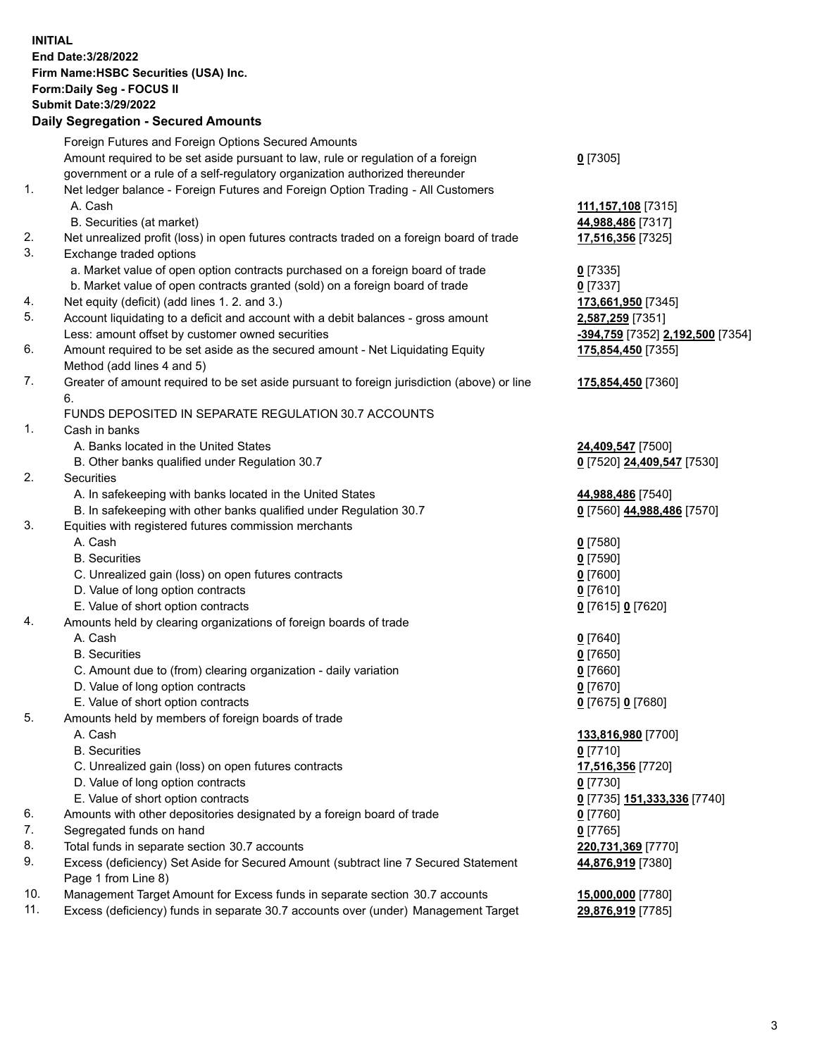**INITIAL**
**End Date:3/28/2022**
**Firm Name:HSBC Securities (USA) Inc.**
**Form:Daily Seg - FOCUS II**
**Submit Date:3/29/2022**

## Daily Segregation - Secured Amounts

| | | |
|---|---|---|
| | Foreign Futures and Foreign Options Secured Amounts | |
| | Amount required to be set aside pursuant to law, rule or regulation of a foreign government or a rule of a self-regulatory organization authorized thereunder | **0** [7305] |
| 1. | Net ledger balance - Foreign Futures and Foreign Option Trading - All Customers | |
| | A. Cash | **111,157,108** [7315] |
| | B. Securities (at market) | **44,988,486** [7317] |
| 2. | Net unrealized profit (loss) in open futures contracts traded on a foreign board of trade | **17,516,356** [7325] |
| 3. | Exchange traded options | |
| | a. Market value of open option contracts purchased on a foreign board of trade | **0** [7335] |
| | b. Market value of open contracts granted (sold) on a foreign board of trade | **0** [7337] |
| 4. | Net equity (deficit) (add lines 1. 2. and 3.) | **173,661,950** [7345] |
| 5. | Account liquidating to a deficit and account with a debit balances - gross amount | **2,587,259** [7351] |
| | Less: amount offset by customer owned securities | **-394,759** [7352] **2,192,500** [7354] |
| 6. | Amount required to be set aside as the secured amount - Net Liquidating Equity Method (add lines 4 and 5) | **175,854,450** [7355] |
| 7. | Greater of amount required to be set aside pursuant to foreign jurisdiction (above) or line 6. | **175,854,450** [7360] |
| | FUNDS DEPOSITED IN SEPARATE REGULATION 30.7 ACCOUNTS | |
| 1. | Cash in banks | |
| | A. Banks located in the United States | **24,409,547** [7500] |
| | B. Other banks qualified under Regulation 30.7 | **0** [7520] **24,409,547** [7530] |
| 2. | Securities | |
| | A. In safekeeping with banks located in the United States | **44,988,486** [7540] |
| | B. In safekeeping with other banks qualified under Regulation 30.7 | **0** [7560] **44,988,486** [7570] |
| 3. | Equities with registered futures commission merchants | |
| | A. Cash | **0** [7580] |
| | B. Securities | **0** [7590] |
| | C. Unrealized gain (loss) on open futures contracts | **0** [7600] |
| | D. Value of long option contracts | **0** [7610] |
| | E. Value of short option contracts | **0** [7615] **0** [7620] |
| 4. | Amounts held by clearing organizations of foreign boards of trade | |
| | A. Cash | **0** [7640] |
| | B. Securities | **0** [7650] |
| | C. Amount due to (from) clearing organization - daily variation | **0** [7660] |
| | D. Value of long option contracts | **0** [7670] |
| | E. Value of short option contracts | **0** [7675] **0** [7680] |
| 5. | Amounts held by members of foreign boards of trade | |
| | A. Cash | **133,816,980** [7700] |
| | B. Securities | **0** [7710] |
| | C. Unrealized gain (loss) on open futures contracts | **17,516,356** [7720] |
| | D. Value of long option contracts | **0** [7730] |
| | E. Value of short option contracts | **0** [7735] **151,333,336** [7740] |
| 6. | Amounts with other depositories designated by a foreign board of trade | **0** [7760] |
| 7. | Segregated funds on hand | **0** [7765] |
| 8. | Total funds in separate section 30.7 accounts | **220,731,369** [7770] |
| 9. | Excess (deficiency) Set Aside for Secured Amount (subtract line 7 Secured Statement Page 1 from Line 8) | **44,876,919** [7380] |
| 10. | Management Target Amount for Excess funds in separate section 30.7 accounts | **15,000,000** [7780] |
| 11. | Excess (deficiency) funds in separate 30.7 accounts over (under) Management Target | **29,876,919** [7785] |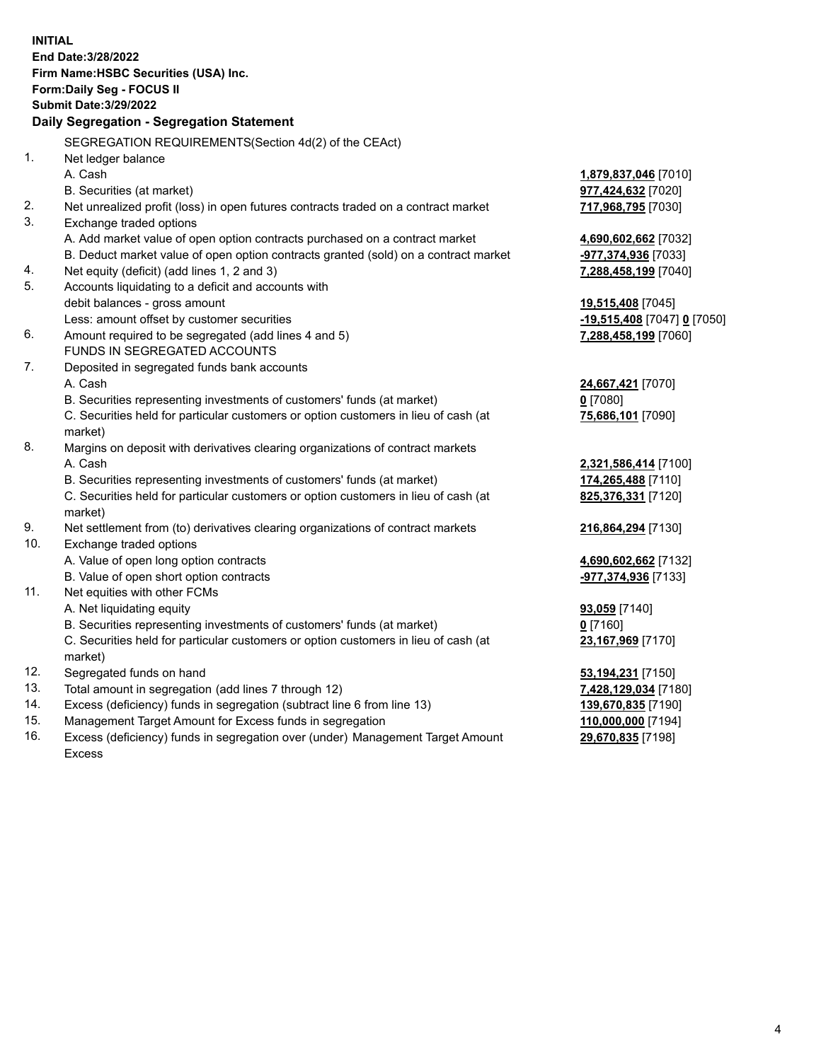**INITIAL**
**End Date:3/28/2022**
**Firm Name:HSBC Securities (USA) Inc.**
**Form:Daily Seg - FOCUS II**
**Submit Date:3/29/2022**

## Daily Segregation - Segregation Statement

| | | |
|---|---|---|
| | SEGREGATION REQUIREMENTS(Section 4d(2) of the CEAct) | |
| 1. | Net ledger balance | |
| | A. Cash | **1,879,837,046** [7010] |
| | B. Securities (at market) | **977,424,632** [7020] |
| 2. | Net unrealized profit (loss) in open futures contracts traded on a contract market | **717,968,795** [7030] |
| 3. | Exchange traded options | |
| | A. Add market value of open option contracts purchased on a contract market | **4,690,602,662** [7032] |
| | B. Deduct market value of open option contracts granted (sold) on a contract market | **-977,374,936** [7033] |
| 4. | Net equity (deficit) (add lines 1, 2 and 3) | **7,288,458,199** [7040] |
| 5. | Accounts liquidating to a deficit and accounts with | |
| | debit balances - gross amount | **19,515,408** [7045] |
| | Less: amount offset by customer securities | **-19,515,408** [7047] **0** [7050] |
| 6. | Amount required to be segregated (add lines 4 and 5) | **7,288,458,199** [7060] |
| | FUNDS IN SEGREGATED ACCOUNTS | |
| 7. | Deposited in segregated funds bank accounts | |
| | A. Cash | **24,667,421** [7070] |
| | B. Securities representing investments of customers' funds (at market) | **0** [7080] |
| | C. Securities held for particular customers or option customers in lieu of cash (at market) | **75,686,101** [7090] |
| 8. | Margins on deposit with derivatives clearing organizations of contract markets | |
| | A. Cash | **2,321,586,414** [7100] |
| | B. Securities representing investments of customers' funds (at market) | **174,265,488** [7110] |
| | C. Securities held for particular customers or option customers in lieu of cash (at market) | **825,376,331** [7120] |
| 9. | Net settlement from (to) derivatives clearing organizations of contract markets | **216,864,294** [7130] |
| 10. | Exchange traded options | |
| | A. Value of open long option contracts | **4,690,602,662** [7132] |
| | B. Value of open short option contracts | **-977,374,936** [7133] |
| 11. | Net equities with other FCMs | |
| | A. Net liquidating equity | **93,059** [7140] |
| | B. Securities representing investments of customers' funds (at market) | **0** [7160] |
| | C. Securities held for particular customers or option customers in lieu of cash (at market) | **23,167,969** [7170] |
| 12. | Segregated funds on hand | **53,194,231** [7150] |
| 13. | Total amount in segregation (add lines 7 through 12) | **7,428,129,034** [7180] |
| 14. | Excess (deficiency) funds in segregation (subtract line 6 from line 13) | **139,670,835** [7190] |
| 15. | Management Target Amount for Excess funds in segregation | **110,000,000** [7194] |
| 16. | Excess (deficiency) funds in segregation over (under) Management Target Amount Excess | **29,670,835** [7198] |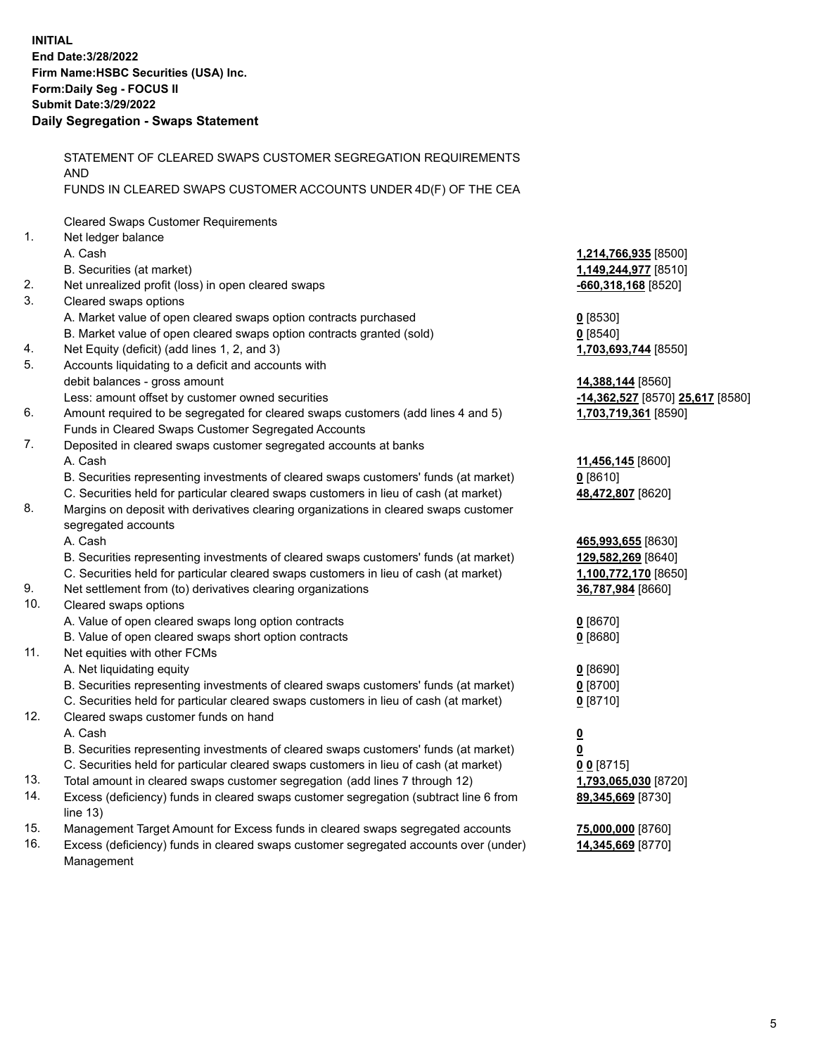**INITIAL**
**End Date:3/28/2022**
**Firm Name:HSBC Securities (USA) Inc.**
**Form:Daily Seg - FOCUS II**
**Submit Date:3/29/2022**
**Daily Segregation - Swaps Statement**

STATEMENT OF CLEARED SWAPS CUSTOMER SEGREGATION REQUIREMENTS AND FUNDS IN CLEARED SWAPS CUSTOMER ACCOUNTS UNDER 4D(F) OF THE CEA

| | | |
|---|---|---|
| | Cleared Swaps Customer Requirements | |
| 1. | Net ledger balance | |
| | A. Cash | **1,214,766,935** [8500] |
| | B. Securities (at market) | **1,149,244,977** [8510] |
| 2. | Net unrealized profit (loss) in open cleared swaps | **-660,318,168** [8520] |
| 3. | Cleared swaps options | |
| | A. Market value of open cleared swaps option contracts purchased | **0** [8530] |
| | B. Market value of open cleared swaps option contracts granted (sold) | **0** [8540] |
| 4. | Net Equity (deficit) (add lines 1, 2, and 3) | **1,703,693,744** [8550] |
| 5. | Accounts liquidating to a deficit and accounts with debit balances - gross amount | **14,388,144** [8560] |
| | Less: amount offset by customer owned securities | **-14,362,527** [8570] **25,617** [8580] |
| 6. | Amount required to be segregated for cleared swaps customers (add lines 4 and 5) | **1,703,719,361** [8590] |
| | Funds in Cleared Swaps Customer Segregated Accounts | |
| 7. | Deposited in cleared swaps customer segregated accounts at banks | |
| | A. Cash | **11,456,145** [8600] |
| | B. Securities representing investments of cleared swaps customers' funds (at market) | **0** [8610] |
| | C. Securities held for particular cleared swaps customers in lieu of cash (at market) | **48,472,807** [8620] |
| 8. | Margins on deposit with derivatives clearing organizations in cleared swaps customer segregated accounts | |
| | A. Cash | **465,993,655** [8630] |
| | B. Securities representing investments of cleared swaps customers' funds (at market) | **129,582,269** [8640] |
| | C. Securities held for particular cleared swaps customers in lieu of cash (at market) | **1,100,772,170** [8650] |
| 9. | Net settlement from (to) derivatives clearing organizations | **36,787,984** [8660] |
| 10. | Cleared swaps options | |
| | A. Value of open cleared swaps long option contracts | **0** [8670] |
| | B. Value of open cleared swaps short option contracts | **0** [8680] |
| 11. | Net equities with other FCMs | |
| | A. Net liquidating equity | **0** [8690] |
| | B. Securities representing investments of cleared swaps customers' funds (at market) | **0** [8700] |
| | C. Securities held for particular cleared swaps customers in lieu of cash (at market) | **0** [8710] |
| 12. | Cleared swaps customer funds on hand | |
| | A. Cash | **0** |
| | B. Securities representing investments of cleared swaps customers' funds (at market) | **0** |
| | C. Securities held for particular cleared swaps customers in lieu of cash (at market) | **0** **0** [8715] |
| 13. | Total amount in cleared swaps customer segregation (add lines 7 through 12) | **1,793,065,030** [8720] |
| 14. | Excess (deficiency) funds in cleared swaps customer segregation (subtract line 6 from line 13) | **89,345,669** [8730] |
| 15. | Management Target Amount for Excess funds in cleared swaps segregated accounts | **75,000,000** [8760] |
| 16. | Excess (deficiency) funds in cleared swaps customer segregated accounts over (under) Management | **14,345,669** [8770] |